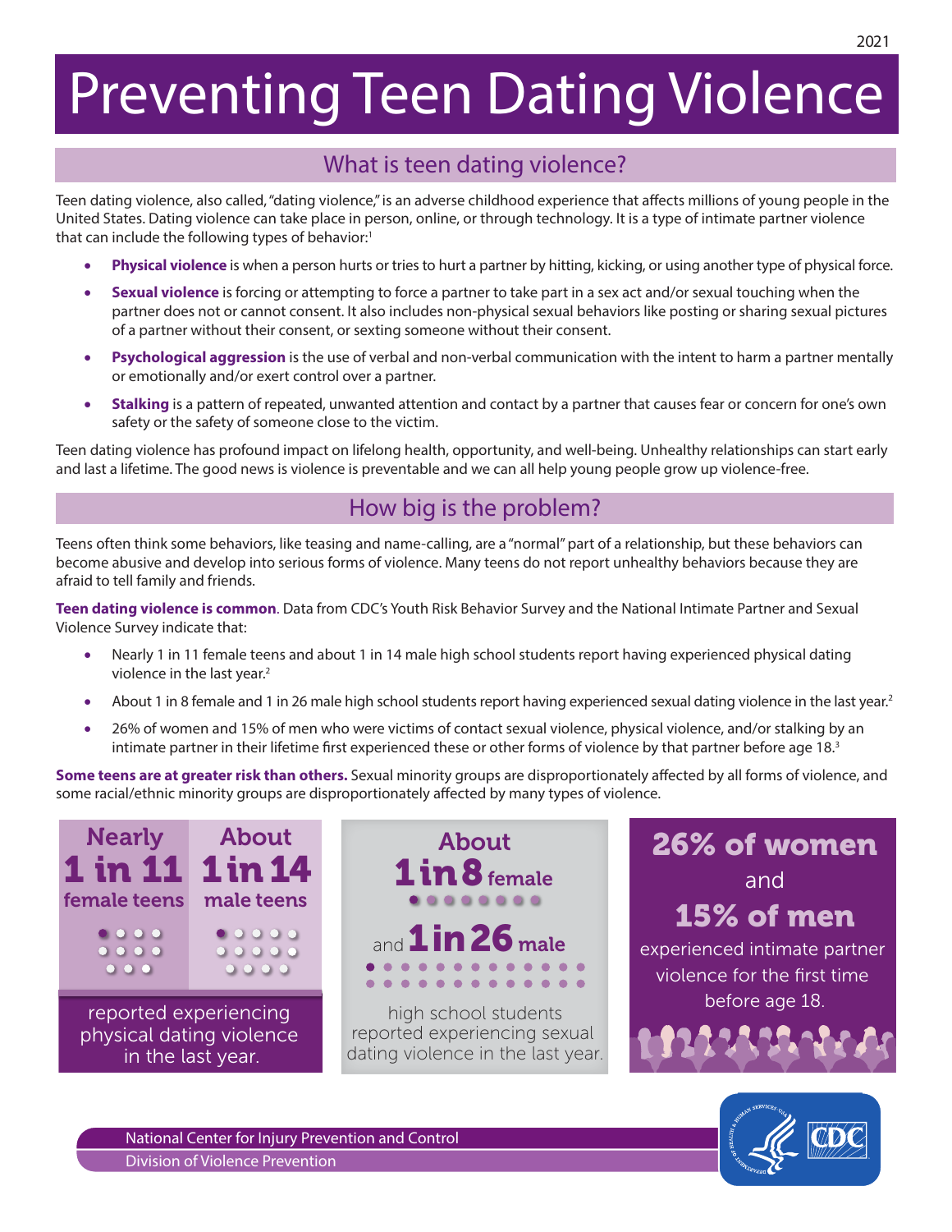# Preventing Teen Dating Violence

## What is teen dating violence?

Teen dating violence, also called, "dating violence," is an adverse childhood experience that affects millions of young people in the United States. Dating violence can take place in person, online, or through technology. It is a type of intimate partner violence that can include the following types of behavior:[1]

- **Physical violence** is when a person hurts or tries to hurt a partner by hitting, kicking, or using another type of physical force.
- **Sexual violence** is forcing or attempting to force a partner to take part in a sex act and/or sexual touching when the partner does not or cannot consent. It also includes non-physical sexual behaviors like posting or sharing sexual pictures of a partner without their consent, or sexting someone without their consent.
- **Psychological aggression** is the use of verbal and non-verbal communication with the intent to harm a partner mentally or emotionally and/or exert control over a partner.
- **Stalking** is a pattern of repeated, unwanted attention and contact by a partner that causes fear or concern for one's own safety or the safety of someone close to the victim.

Teen dating violence has profound impact on lifelong health, opportunity, and well-being. Unhealthy relationships can start early and last a lifetime. The good news is violence is preventable and we can all help young people grow up violence-free.

## How big is the problem?

Teens often think some behaviors, like teasing and name-calling, are a "normal" part of a relationship, but these behaviors can become abusive and develop into serious forms of violence. Many teens do not report unhealthy behaviors because they are afraid to tell family and friends.

**Teen dating violence is common**. Data from CDC's Youth Risk Behavior Survey and the National Intimate Partner and Sexual Violence Survey indicate that:

- Nearly 1 in 11 female teens and about 1 in 14 male high school students report having experienced physical dating violence in the last year.[2]
- About 1 in 8 female and 1 in 26 male high school students report having experienced sexual dating violence in the last year.[2]
- 26% of women and 15% of men who were victims of contact sexual violence, physical violence, and/or stalking by an intimate partner in their lifetime first experienced these or other forms of violence by that partner before age 18.[3]

**Some teens are at greater risk than others.** Sexual minority groups are disproportionately affected by all forms of violence, and some racial/ethnic minority groups are disproportionately affected by many types of violence.

**Nearly 1 in 11 female teens** | **About 1 in 14 male teens**

reported experiencing physical dating violence in the last year.

**About 1 in 8 female** and **1 in 26 male**

high school students reported experiencing sexual dating violence in the last year.

**26% of women** and **15% of men**

experienced intimate partner violence for the first time before age 18.

National Center for Injury Prevention and Control
Division of Violence Prevention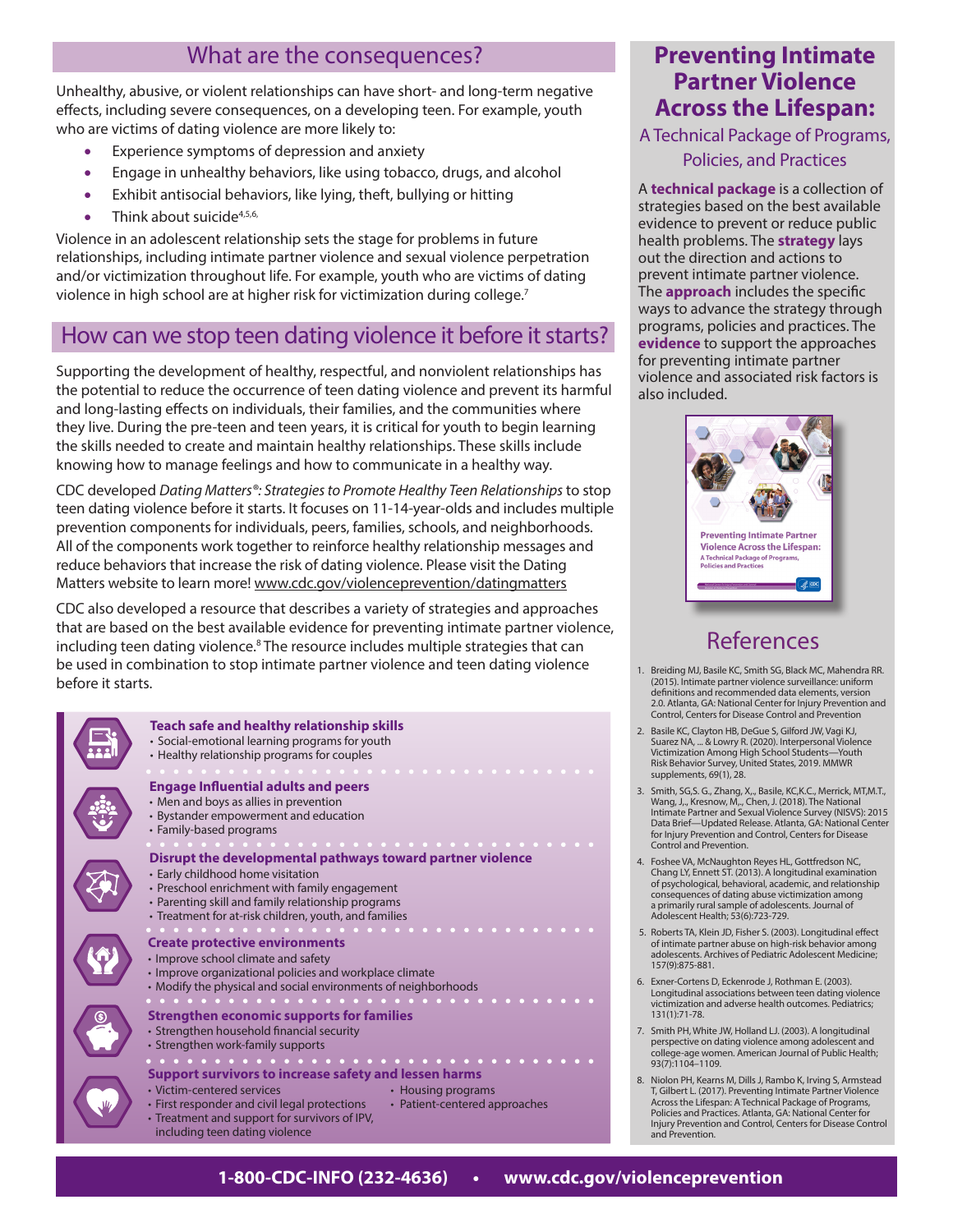## What are the consequences?

Unhealthy, abusive, or violent relationships can have short- and long-term negative effects, including severe consequences, on a developing teen. For example, youth who are victims of dating violence are more likely to:

- Experience symptoms of depression and anxiety
- Engage in unhealthy behaviors, like using tobacco, drugs, and alcohol
- Exhibit antisocial behaviors, like lying, theft, bullying or hitting
- Think about suicide[4,5,6,]

Violence in an adolescent relationship sets the stage for problems in future relationships, including intimate partner violence and sexual violence perpetration and/or victimization throughout life. For example, youth who are victims of dating violence in high school are at higher risk for victimization during college.[7]

## How can we stop teen dating violence it before it starts?

Supporting the development of healthy, respectful, and nonviolent relationships has the potential to reduce the occurrence of teen dating violence and prevent its harmful and long-lasting effects on individuals, their families, and the communities where they live. During the pre-teen and teen years, it is critical for youth to begin learning the skills needed to create and maintain healthy relationships. These skills include knowing how to manage feelings and how to communicate in a healthy way.

CDC developed *Dating Matters®: Strategies to Promote Healthy Teen Relationships* to stop teen dating violence before it starts. It focuses on 11-14-year-olds and includes multiple prevention components for individuals, peers, families, schools, and neighborhoods. All of the components work together to reinforce healthy relationship messages and reduce behaviors that increase the risk of dating violence. Please visit the Dating Matters website to learn more! www.cdc.gov/violenceprevention/datingmatters

CDC also developed a resource that describes a variety of strategies and approaches that are based on the best available evidence for preventing intimate partner violence, including teen dating violence.[8] The resource includes multiple strategies that can be used in combination to stop intimate partner violence and teen dating violence before it starts.

**Teach safe and healthy relationship skills**
- Social-emotional learning programs for youth
- Healthy relationship programs for couples

**Engage Influential adults and peers**
- Men and boys as allies in prevention
- Bystander empowerment and education
- Family-based programs

**Disrupt the developmental pathways toward partner violence**
- Early childhood home visitation
- Preschool enrichment with family engagement
- Parenting skill and family relationship programs
- Treatment for at-risk children, youth, and families

**Create protective environments**
- Improve school climate and safety
- Improve organizational policies and workplace climate
- Modify the physical and social environments of neighborhoods

**Strengthen economic supports for families**
- Strengthen household financial security
- Strengthen work-family supports

**Support survivors to increase safety and lessen harms**
- Victim-centered services
- First responder and civil legal protections
- Treatment and support for survivors of IPV, including teen dating violence
- Housing programs
- Patient-centered approaches

## Preventing Intimate Partner Violence Across the Lifespan:

### A Technical Package of Programs, Policies, and Practices

A **technical package** is a collection of strategies based on the best available evidence to prevent or reduce public health problems. The **strategy** lays out the direction and actions to prevent intimate partner violence. The **approach** includes the specific ways to advance the strategy through programs, policies and practices. The **evidence** to support the approaches for preventing intimate partner violence and associated risk factors is also included.

## References

1. Breiding MJ, Basile KC, Smith SG, Black MC, Mahendra RR. (2015). Intimate partner violence surveillance: uniform definitions and recommended data elements, version 2.0. Atlanta, GA: National Center for Injury Prevention and Control, Centers for Disease Control and Prevention
2. Basile KC, Clayton HB, DeGue S, Gilford JW, Vagi KJ, Suarez NA, ... & Lowry R. (2020). Interpersonal Violence Victimization Among High School Students—Youth Risk Behavior Survey, United States, 2019. MMWR supplements, 69(1), 28.
3. Smith, SG,S. G., Zhang, X.,, Basile, KC,K.C., Merrick, MT,M.T., Wang, J.,, Kresnow, M.,, Chen, J. (2018). The National Intimate Partner and Sexual Violence Survey (NISVS): 2015 Data Brief—Updated Release. Atlanta, GA: National Center for Injury Prevention and Control, Centers for Disease Control and Prevention.
4. Foshee VA, McNaughton Reyes HL, Gottfredson NC, Chang LY, Ennett ST. (2013). A longitudinal examination of psychological, behavioral, academic, and relationship consequences of dating abuse victimization among a primarily rural sample of adolescents. Journal of Adolescent Health; 53(6):723-729.
5. Roberts TA, Klein JD, Fisher S. (2003). Longitudinal effect of intimate partner abuse on high-risk behavior among adolescents. Archives of Pediatric Adolescent Medicine; 157(9):875-881.
6. Exner-Cortens D, Eckenrode J, Rothman E. (2003). Longitudinal associations between teen dating violence victimization and adverse health outcomes. Pediatrics; 131(1):71-78.
7. Smith PH, White JW, Holland LJ. (2003). A longitudinal perspective on dating violence among adolescent and college-age women. American Journal of Public Health; 93(7):1104–1109.
8. Niolon PH, Kearns M, Dills J, Rambo K, Irving S, Armstead T, Gilbert L. (2017). Preventing Intimate Partner Violence Across the Lifespan: A Technical Package of Programs, Policies and Practices. Atlanta, GA: National Center for Injury Prevention and Control, Centers for Disease Control and Prevention.

**1-800-CDC-INFO (232-4636) • www.cdc.gov/violenceprevention**